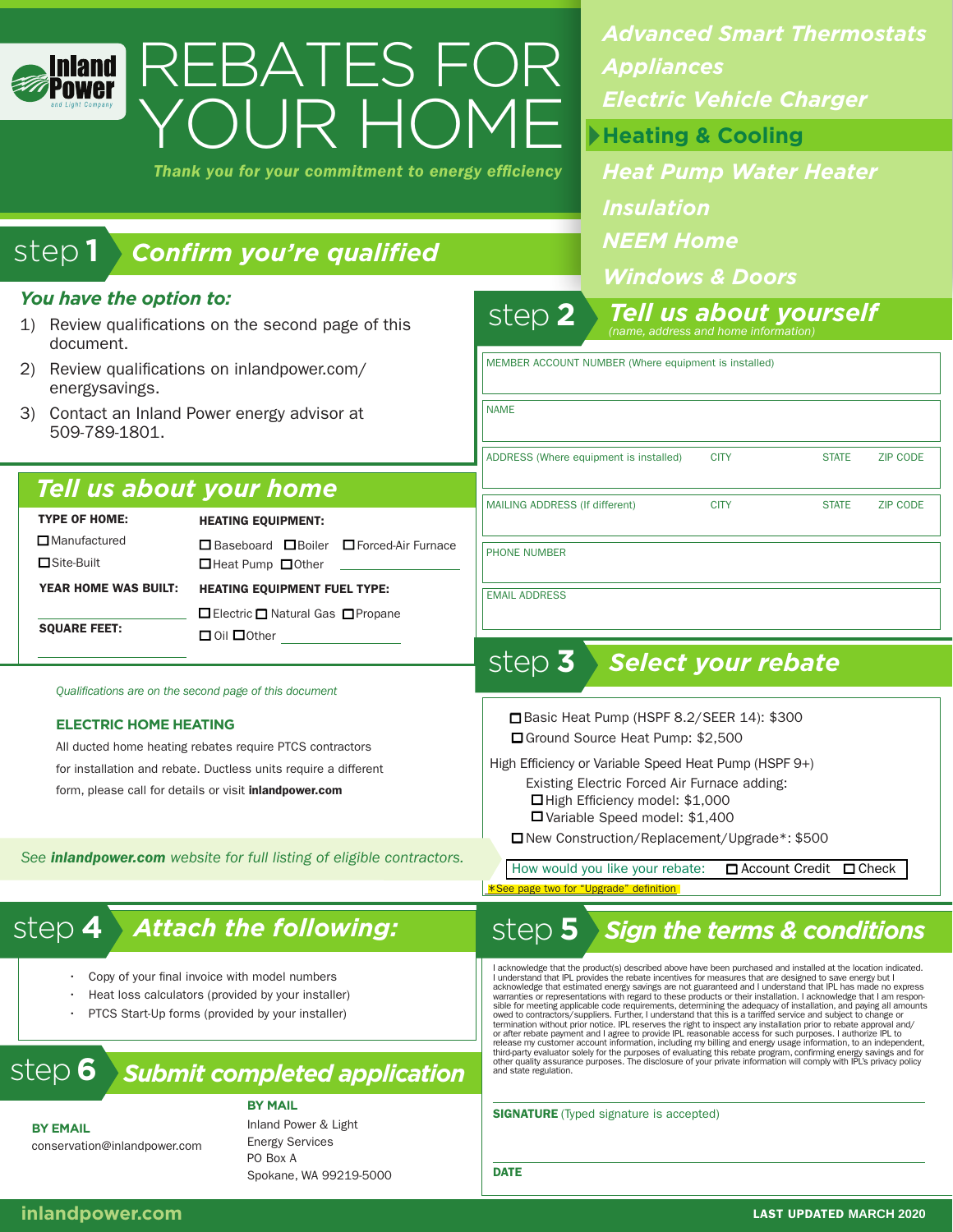Inland Power and Light Company

# REBATES FOR YOUR HOME

*Thank you for your commitment to energy efficiency*

- *Advanced Smart Thermostats*
- *Appliances*
- *Electric Vehicle Charger*
- **Heating & Cooling**
- *Heat Pump Water Heater*
- *Insulation*
- *NEEM Home*
- *Windows & Doors*

## step 1 *Confirm you're qualified*

***You have the option to:***

1) Review qualifications on the second page of this document.
2) Review qualifications on inlandpower.com/energysavings.
3) Contact an Inland Power energy advisor at 509-789-1801.

### *Tell us about your home*

**TYPE OF HOME:**
- ☐ Manufactured
- ☐ Site-Built

**YEAR HOME WAS BUILT:** ______________

**SQUARE FEET:** ______________

**HEATING EQUIPMENT:**
☐ Baseboard ☐ Boiler ☐ Forced-Air Furnace
☐ Heat Pump ☐ Other ______________

**HEATING EQUIPMENT FUEL TYPE:**
☐ Electric ☐ Natural Gas ☐ Propane
☐ Oil ☐ Other ______________

*Qualifications are on the second page of this document*

**ELECTRIC HOME HEATING**

All ducted home heating rebates require PTCS contractors for installation and rebate. Ductless units require a different form, please call for details or visit **inlandpower.com**

*See* ***inlandpower.com*** *website for full listing of eligible contractors.*

## step 2 *Tell us about yourself*
*(name, address and home information)*

MEMBER ACCOUNT NUMBER (Where equipment is installed)

NAME

ADDRESS (Where equipment is installed) CITY STATE ZIP CODE

MAILING ADDRESS (If different) CITY STATE ZIP CODE

PHONE NUMBER

EMAIL ADDRESS

## step 3 *Select your rebate*

☐ Basic Heat Pump (HSPF 8.2/SEER 14): $300
☐ Ground Source Heat Pump: $2,500

High Efficiency or Variable Speed Heat Pump (HSPF 9+)
Existing Electric Forced Air Furnace adding:
☐ High Efficiency model: $1,000
☐ Variable Speed model: $1,400

☐ New Construction/Replacement/Upgrade*: $500

How would you like your rebate: ☐ Account Credit ☐ Check

*See page two for "Upgrade" definition

## step 4 *Attach the following:*

- Copy of your final invoice with model numbers
- Heat loss calculators (provided by your installer)
- PTCS Start-Up forms (provided by your installer)

## step 5 *Sign the terms & conditions*

I acknowledge that the product(s) described above have been purchased and installed at the location indicated. I understand that IPL provides the rebate incentives for measures that are designed to save energy but I acknowledge that estimated energy savings are not guaranteed and I understand that IPL has made no express warranties or representations with regard to these products or their installation. I acknowledge that I am responsible for meeting applicable code requirements, determining the adequacy of installation, and paying all amounts owed to contractors/suppliers. Further, I understand that this is a tariffed service and subject to change or termination without prior notice. IPL reserves the right to inspect any installation prior to rebate approval and/or after rebate payment and I agree to provide IPL reasonable access for such purposes. I authorize IPL to release my customer account information, including my billing and energy usage information, to an independent, third-party evaluator solely for the purposes of evaluating this rebate program, confirming energy savings and for other quality assurance purposes. The disclosure of your private information will comply with IPL's privacy policy and state regulation.

**SIGNATURE** (Typed signature is accepted)

**DATE**

## step 6 *Submit completed application*

**BY EMAIL**
conservation@inlandpower.com

**BY MAIL**
Inland Power & Light
Energy Services
PO Box A
Spokane, WA 99219-5000

inlandpower.com

LAST UPDATED MARCH 2020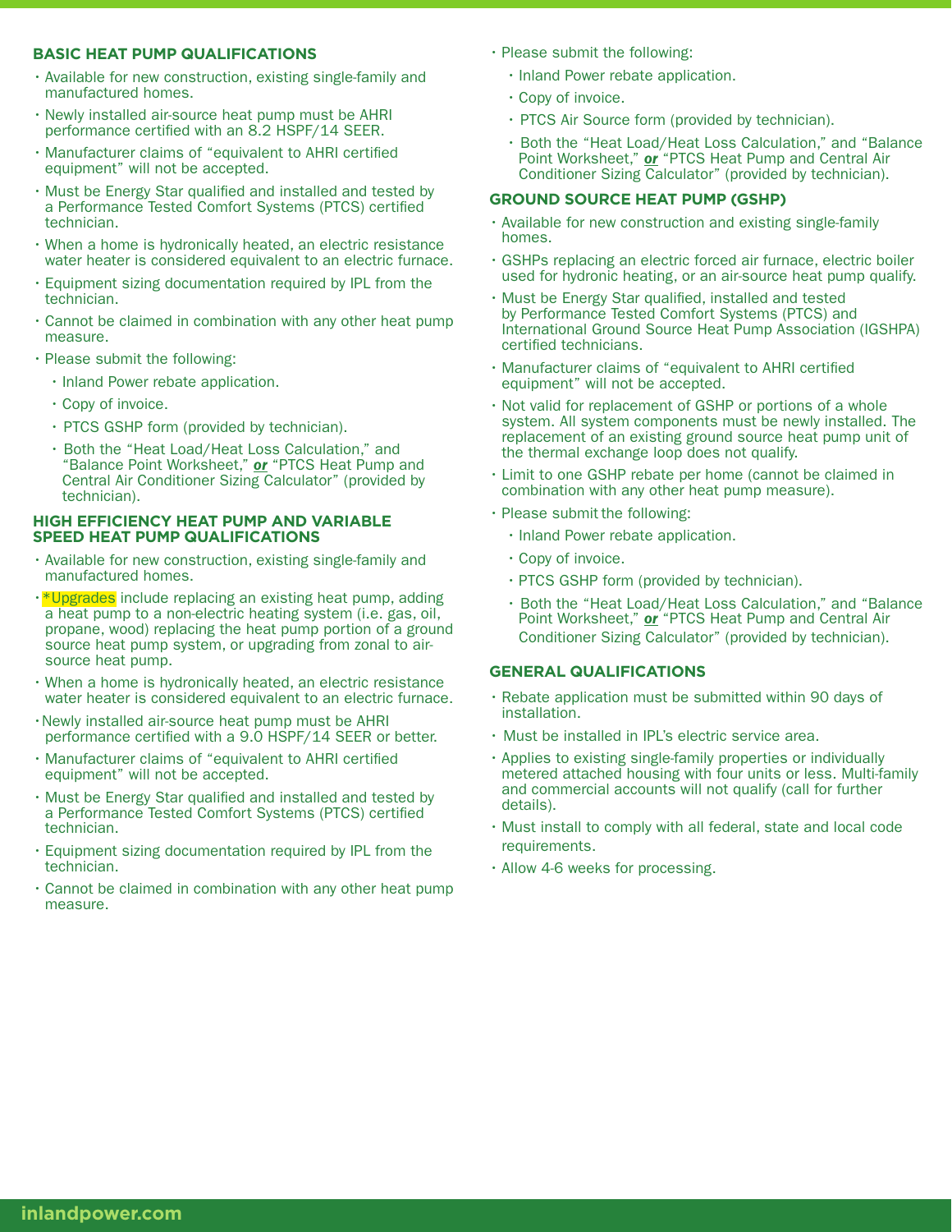## BASIC HEAT PUMP QUALIFICATIONS

- Available for new construction, existing single-family and manufactured homes.
- Newly installed air-source heat pump must be AHRI performance certified with an 8.2 HSPF/14 SEER.
- Manufacturer claims of "equivalent to AHRI certified equipment" will not be accepted.
- Must be Energy Star qualified and installed and tested by a Performance Tested Comfort Systems (PTCS) certified technician.
- When a home is hydronically heated, an electric resistance water heater is considered equivalent to an electric furnace.
- Equipment sizing documentation required by IPL from the technician.
- Cannot be claimed in combination with any other heat pump measure.
- Please submit the following:
  - Inland Power rebate application.
  - Copy of invoice.
  - PTCS GSHP form (provided by technician).
  - Both the "Heat Load/Heat Loss Calculation," and "Balance Point Worksheet," ***or*** "PTCS Heat Pump and Central Air Conditioner Sizing Calculator" (provided by technician).

## HIGH EFFICIENCY HEAT PUMP AND VARIABLE SPEED HEAT PUMP QUALIFICATIONS

- Available for new construction, existing single-family and manufactured homes.
- *Upgrades include replacing an existing heat pump, adding a heat pump to a non-electric heating system (i.e. gas, oil, propane, wood) replacing the heat pump portion of a ground source heat pump system, or upgrading from zonal to air-source heat pump.
- When a home is hydronically heated, an electric resistance water heater is considered equivalent to an electric furnace.
- Newly installed air-source heat pump must be AHRI performance certified with a 9.0 HSPF/14 SEER or better.
- Manufacturer claims of "equivalent to AHRI certified equipment" will not be accepted.
- Must be Energy Star qualified and installed and tested by a Performance Tested Comfort Systems (PTCS) certified technician.
- Equipment sizing documentation required by IPL from the technician.
- Cannot be claimed in combination with any other heat pump measure.
- Please submit the following:
  - Inland Power rebate application.
  - Copy of invoice.
  - PTCS Air Source form (provided by technician).
  - Both the "Heat Load/Heat Loss Calculation," and "Balance Point Worksheet," ***or*** "PTCS Heat Pump and Central Air Conditioner Sizing Calculator" (provided by technician).

## GROUND SOURCE HEAT PUMP (GSHP)

- Available for new construction and existing single-family homes.
- GSHPs replacing an electric forced air furnace, electric boiler used for hydronic heating, or an air-source heat pump qualify.
- Must be Energy Star qualified, installed and tested by Performance Tested Comfort Systems (PTCS) and International Ground Source Heat Pump Association (IGSHPA) certified technicians.
- Manufacturer claims of "equivalent to AHRI certified equipment" will not be accepted.
- Not valid for replacement of GSHP or portions of a whole system. All system components must be newly installed. The replacement of an existing ground source heat pump unit of the thermal exchange loop does not qualify.
- Limit to one GSHP rebate per home (cannot be claimed in combination with any other heat pump measure).
- Please submit the following:
  - Inland Power rebate application.
  - Copy of invoice.
  - PTCS GSHP form (provided by technician).
  - Both the "Heat Load/Heat Loss Calculation," and "Balance Point Worksheet," ***or*** "PTCS Heat Pump and Central Air Conditioner Sizing Calculator" (provided by technician).

## GENERAL QUALIFICATIONS

- Rebate application must be submitted within 90 days of installation.
- Must be installed in IPL's electric service area.
- Applies to existing single-family properties or individually metered attached housing with four units or less. Multi-family and commercial accounts will not qualify (call for further details).
- Must install to comply with all federal, state and local code requirements.
- Allow 4-6 weeks for processing.